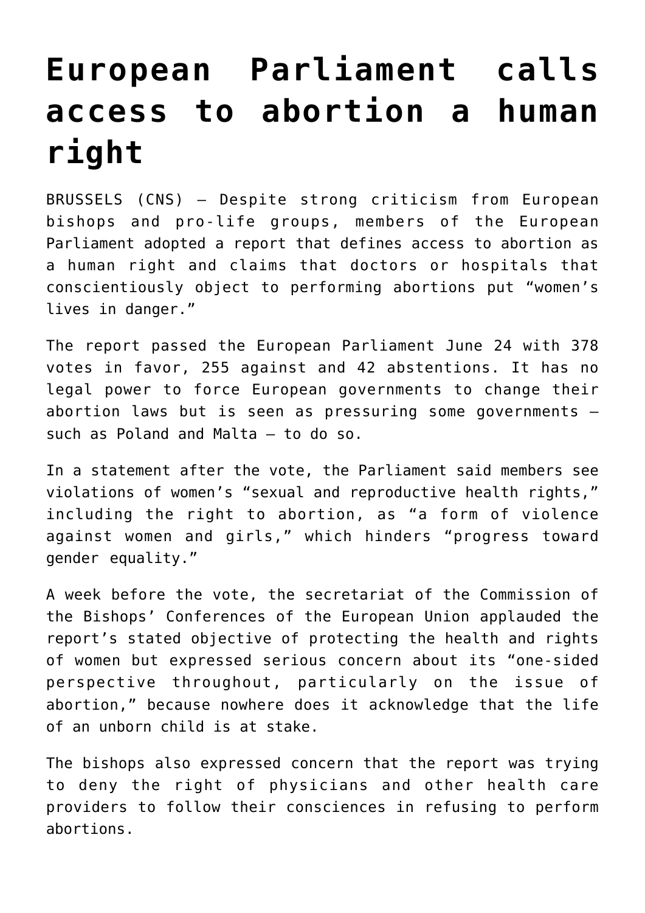# European Parliament calls access to abortion a human right

BRUSSELS (CNS) — Despite strong criticism from European bishops and pro-life groups, members of the European Parliament adopted a report that defines access to abortion as a human right and claims that doctors or hospitals that conscientiously object to performing abortions put "women's lives in danger."

The report passed the European Parliament June 24 with 378 votes in favor, 255 against and 42 abstentions. It has no legal power to force European governments to change their abortion laws but is seen as pressuring some governments — such as Poland and Malta — to do so.

In a statement after the vote, the Parliament said members see violations of women's "sexual and reproductive health rights," including the right to abortion, as "a form of violence against women and girls," which hinders "progress toward gender equality."

A week before the vote, the secretariat of the Commission of the Bishops' Conferences of the European Union applauded the report's stated objective of protecting the health and rights of women but expressed serious concern about its "one-sided perspective throughout, particularly on the issue of abortion," because nowhere does it acknowledge that the life of an unborn child is at stake.

The bishops also expressed concern that the report was trying to deny the right of physicians and other health care providers to follow their consciences in refusing to perform abortions.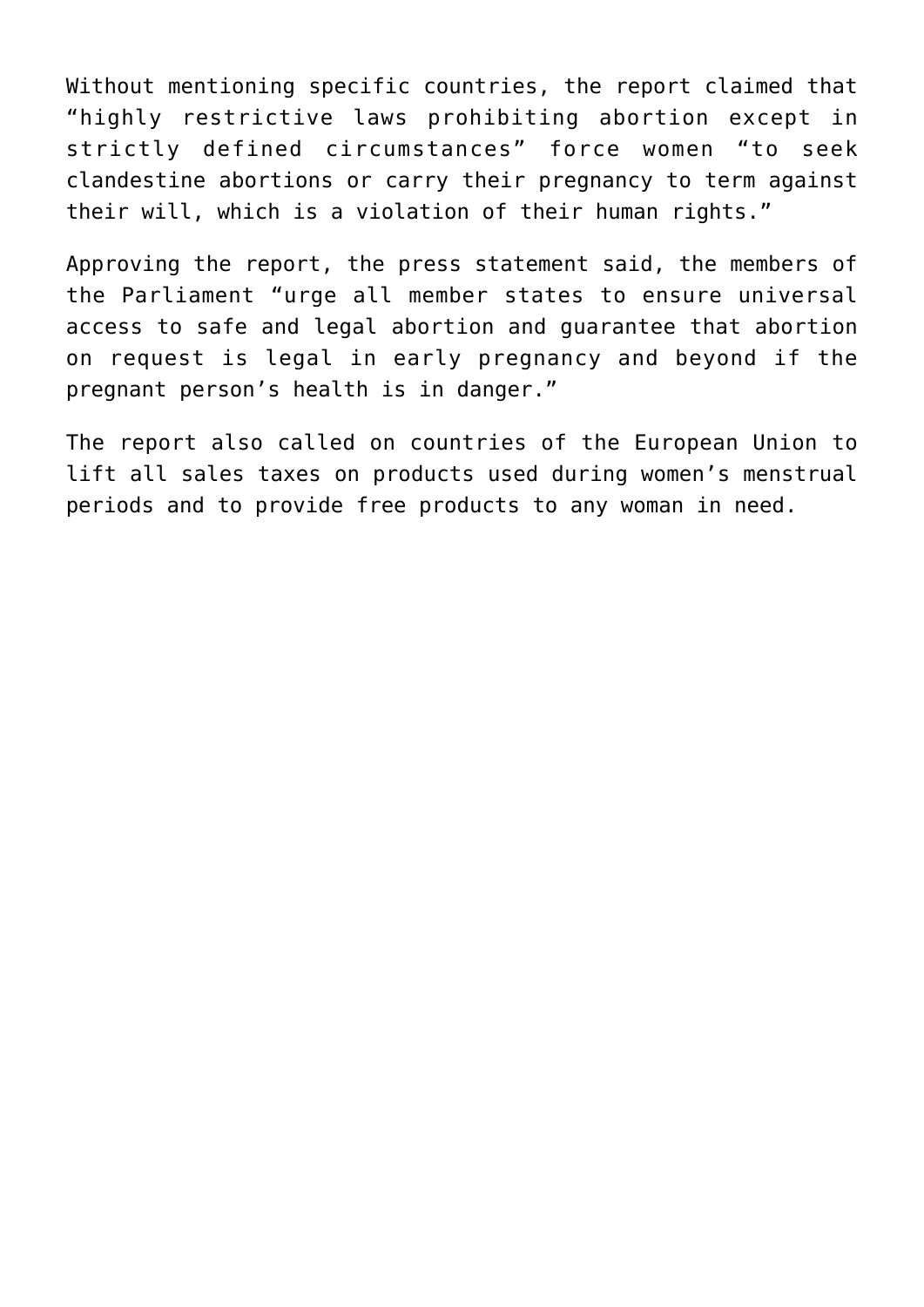Without mentioning specific countries, the report claimed that "highly restrictive laws prohibiting abortion except in strictly defined circumstances" force women "to seek clandestine abortions or carry their pregnancy to term against their will, which is a violation of their human rights."

Approving the report, the press statement said, the members of the Parliament "urge all member states to ensure universal access to safe and legal abortion and guarantee that abortion on request is legal in early pregnancy and beyond if the pregnant person's health is in danger."

The report also called on countries of the European Union to lift all sales taxes on products used during women's menstrual periods and to provide free products to any woman in need.